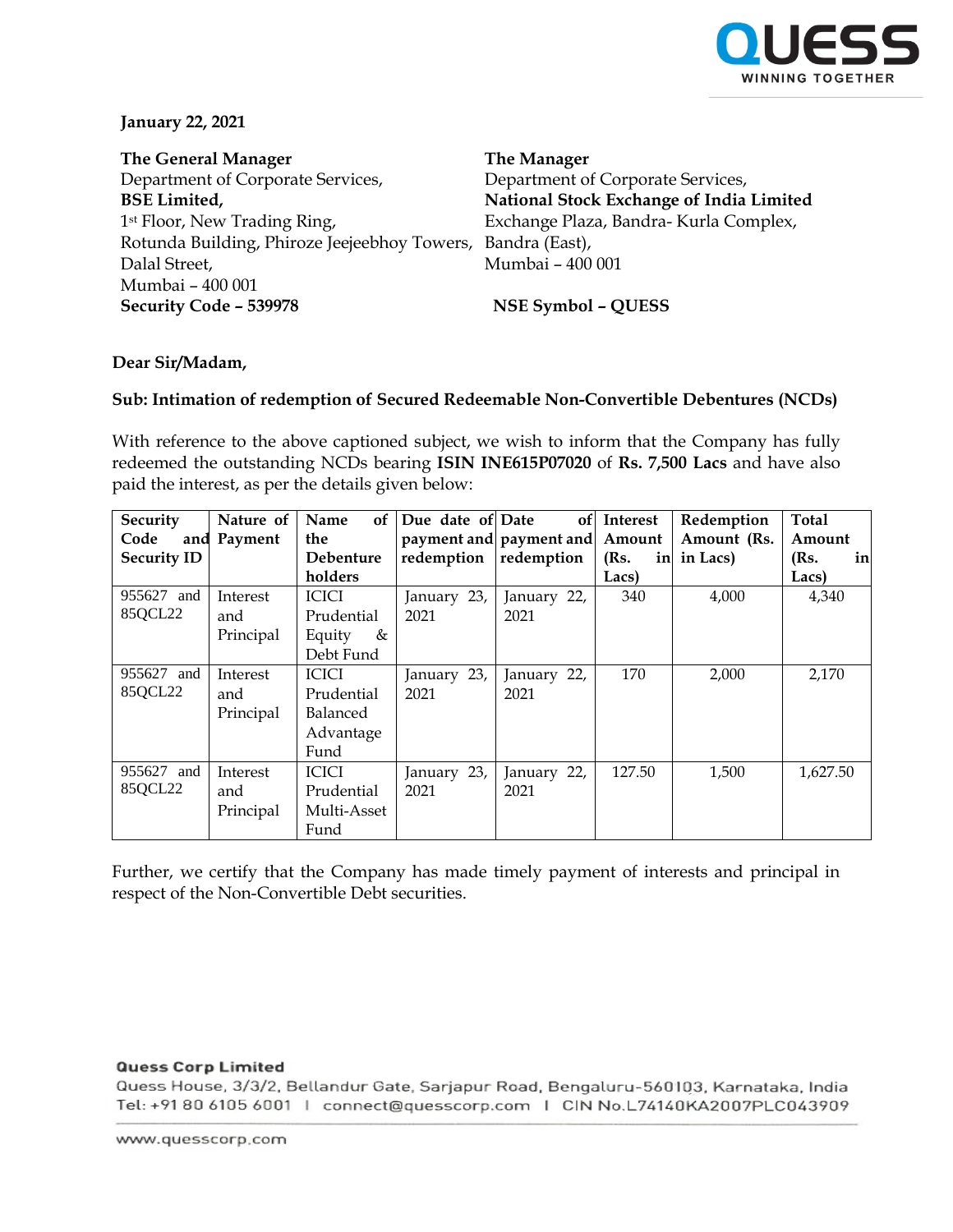**January 22, 2021**

**The General Manager**
Department of Corporate Services,
**BSE Limited,**
1st Floor, New Trading Ring,
Rotunda Building, Phiroze Jeejeebhoy Towers,
Dalal Street,
Mumbai – 400 001
**Security Code – 539978**

**The Manager**
Department of Corporate Services,
**National Stock Exchange of India Limited**
Exchange Plaza, Bandra- Kurla Complex,
Bandra (East),
Mumbai – 400 001

**NSE Symbol – QUESS**

**Dear Sir/Madam,**

**Sub: Intimation of redemption of Secured Redeemable Non-Convertible Debentures (NCDs)**

With reference to the above captioned subject, we wish to inform that the Company has fully redeemed the outstanding NCDs bearing **ISIN INE615P07020** of **Rs. 7,500 Lacs** and have also paid the interest, as per the details given below:

| Security Code and Security ID | Nature of Payment | Name of the Debenture holders | Due date of payment and redemption | Date of payment and redemption | Interest Amount (Rs. in Lacs) | Redemption Amount (Rs. in Lacs) | Total Amount (Rs. in Lacs) |
|---|---|---|---|---|---|---|---|
| 955627 and 85QCL22 | Interest and Principal | ICICI Prudential Equity & Debt Fund | January 23, 2021 | January 22, 2021 | 340 | 4,000 | 4,340 |
| 955627 and 85QCL22 | Interest and Principal | ICICI Prudential Balanced Advantage Fund | January 23, 2021 | January 22, 2021 | 170 | 2,000 | 2,170 |
| 955627 and 85QCL22 | Interest and Principal | ICICI Prudential Multi-Asset Fund | January 23, 2021 | January 22, 2021 | 127.50 | 1,500 | 1,627.50 |

Further, we certify that the Company has made timely payment of interests and principal in respect of the Non-Convertible Debt securities.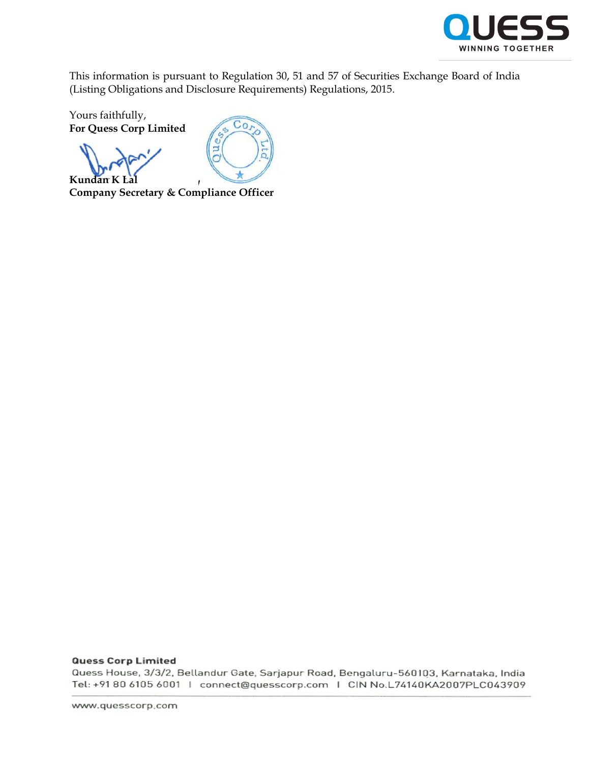This information is pursuant to Regulation 30, 51 and 57 of Securities Exchange Board of India (Listing Obligations and Disclosure Requirements) Regulations, 2015.

Yours faithfully,
**For Quess Corp Limited**

**Kundan K Lal**
**Company Secretary & Compliance Officer**

**Quess Corp Limited**
Quess House, 3/3/2, Bellandur Gate, Sarjapur Road, Bengaluru-560103, Karnataka, India
Tel: +91 80 6105 6001 | connect@quesscorp.com | CIN No.L74140KA2007PLC043909

www.quesscorp.com